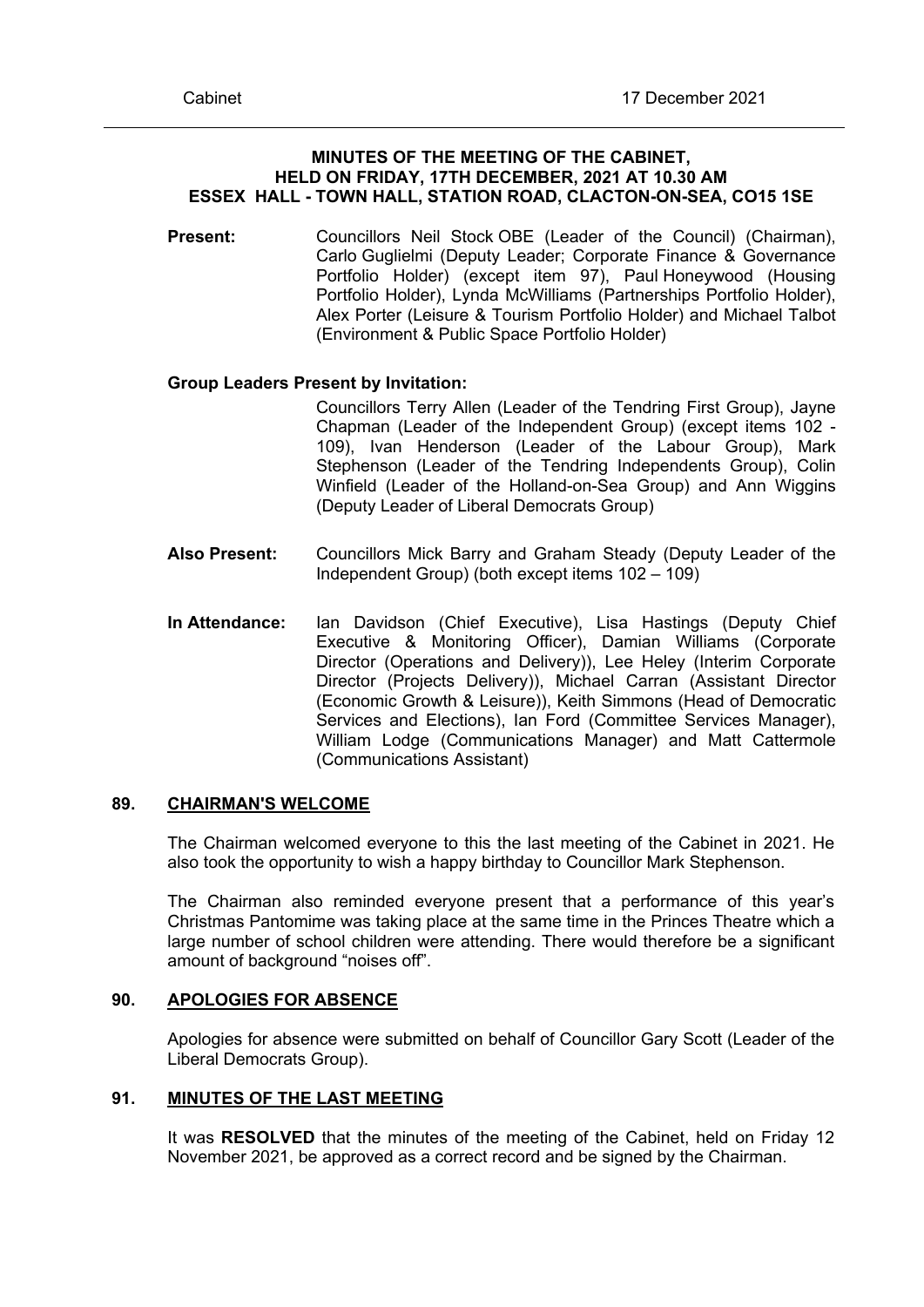**MINUTES OF THE MEETING OF THE CABINET, HELD ON FRIDAY, 17TH DECEMBER, 2021 AT 10.30 AM ESSEX HALL - TOWN HALL, STATION ROAD, CLACTON-ON-SEA, CO15 1SE**

**Present:** Councillors Neil Stock OBE (Leader of the Council) (Chairman), Carlo Guglielmi (Deputy Leader; Corporate Finance & Governance Portfolio Holder) (except item 97), Paul Honeywood (Housing Portfolio Holder), Lynda McWilliams (Partnerships Portfolio Holder), Alex Porter (Leisure & Tourism Portfolio Holder) and Michael Talbot (Environment & Public Space Portfolio Holder)

**Group Leaders Present by Invitation:**

Councillors Terry Allen (Leader of the Tendring First Group), Jayne Chapman (Leader of the Independent Group) (except items 102 - 109), Ivan Henderson (Leader of the Labour Group), Mark Stephenson (Leader of the Tendring Independents Group), Colin Winfield (Leader of the Holland-on-Sea Group) and Ann Wiggins (Deputy Leader of Liberal Democrats Group)

**Also Present:** Councillors Mick Barry and Graham Steady (Deputy Leader of the Independent Group) (both except items 102 – 109)

**In Attendance:** Ian Davidson (Chief Executive), Lisa Hastings (Deputy Chief Executive & Monitoring Officer), Damian Williams (Corporate Director (Operations and Delivery)), Lee Heley (Interim Corporate Director (Projects Delivery)), Michael Carran (Assistant Director (Economic Growth & Leisure)), Keith Simmons (Head of Democratic Services and Elections), Ian Ford (Committee Services Manager), William Lodge (Communications Manager) and Matt Cattermole (Communications Assistant)

## 89. CHAIRMAN'S WELCOME

The Chairman welcomed everyone to this the last meeting of the Cabinet in 2021. He also took the opportunity to wish a happy birthday to Councillor Mark Stephenson.

The Chairman also reminded everyone present that a performance of this year's Christmas Pantomime was taking place at the same time in the Princes Theatre which a large number of school children were attending. There would therefore be a significant amount of background "noises off".

## 90. APOLOGIES FOR ABSENCE

Apologies for absence were submitted on behalf of Councillor Gary Scott (Leader of the Liberal Democrats Group).

## 91. MINUTES OF THE LAST MEETING

It was **RESOLVED** that the minutes of the meeting of the Cabinet, held on Friday 12 November 2021, be approved as a correct record and be signed by the Chairman.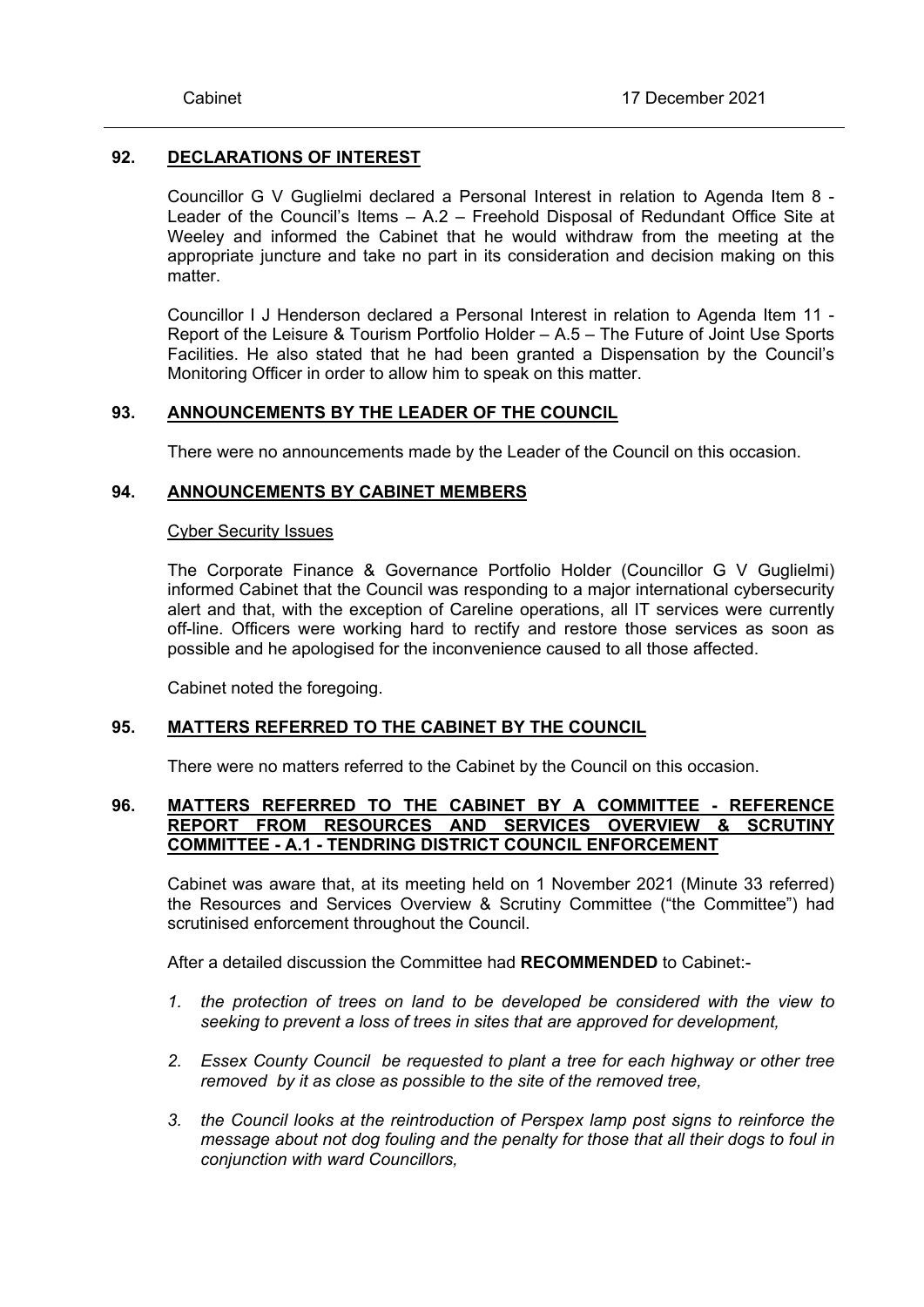## 92. DECLARATIONS OF INTEREST

Councillor G V Guglielmi declared a Personal Interest in relation to Agenda Item 8 - Leader of the Council's Items – A.2 – Freehold Disposal of Redundant Office Site at Weeley and informed the Cabinet that he would withdraw from the meeting at the appropriate juncture and take no part in its consideration and decision making on this matter.

Councillor I J Henderson declared a Personal Interest in relation to Agenda Item 11 - Report of the Leisure & Tourism Portfolio Holder – A.5 – The Future of Joint Use Sports Facilities. He also stated that he had been granted a Dispensation by the Council's Monitoring Officer in order to allow him to speak on this matter.

## 93. ANNOUNCEMENTS BY THE LEADER OF THE COUNCIL

There were no announcements made by the Leader of the Council on this occasion.

## 94. ANNOUNCEMENTS BY CABINET MEMBERS

### Cyber Security Issues

The Corporate Finance & Governance Portfolio Holder (Councillor G V Guglielmi) informed Cabinet that the Council was responding to a major international cybersecurity alert and that, with the exception of Careline operations, all IT services were currently off-line. Officers were working hard to rectify and restore those services as soon as possible and he apologised for the inconvenience caused to all those affected.

Cabinet noted the foregoing.

## 95. MATTERS REFERRED TO THE CABINET BY THE COUNCIL

There were no matters referred to the Cabinet by the Council on this occasion.

## 96. MATTERS REFERRED TO THE CABINET BY A COMMITTEE - REFERENCE REPORT FROM RESOURCES AND SERVICES OVERVIEW & SCRUTINY COMMITTEE - A.1 - TENDRING DISTRICT COUNCIL ENFORCEMENT

Cabinet was aware that, at its meeting held on 1 November 2021 (Minute 33 referred) the Resources and Services Overview & Scrutiny Committee ("the Committee") had scrutinised enforcement throughout the Council.

After a detailed discussion the Committee had **RECOMMENDED** to Cabinet:-

1. *the protection of trees on land to be developed be considered with the view to seeking to prevent a loss of trees in sites that are approved for development,*
2. *Essex County Council be requested to plant a tree for each highway or other tree removed by it as close as possible to the site of the removed tree,*
3. *the Council looks at the reintroduction of Perspex lamp post signs to reinforce the message about not dog fouling and the penalty for those that all their dogs to foul in conjunction with ward Councillors,*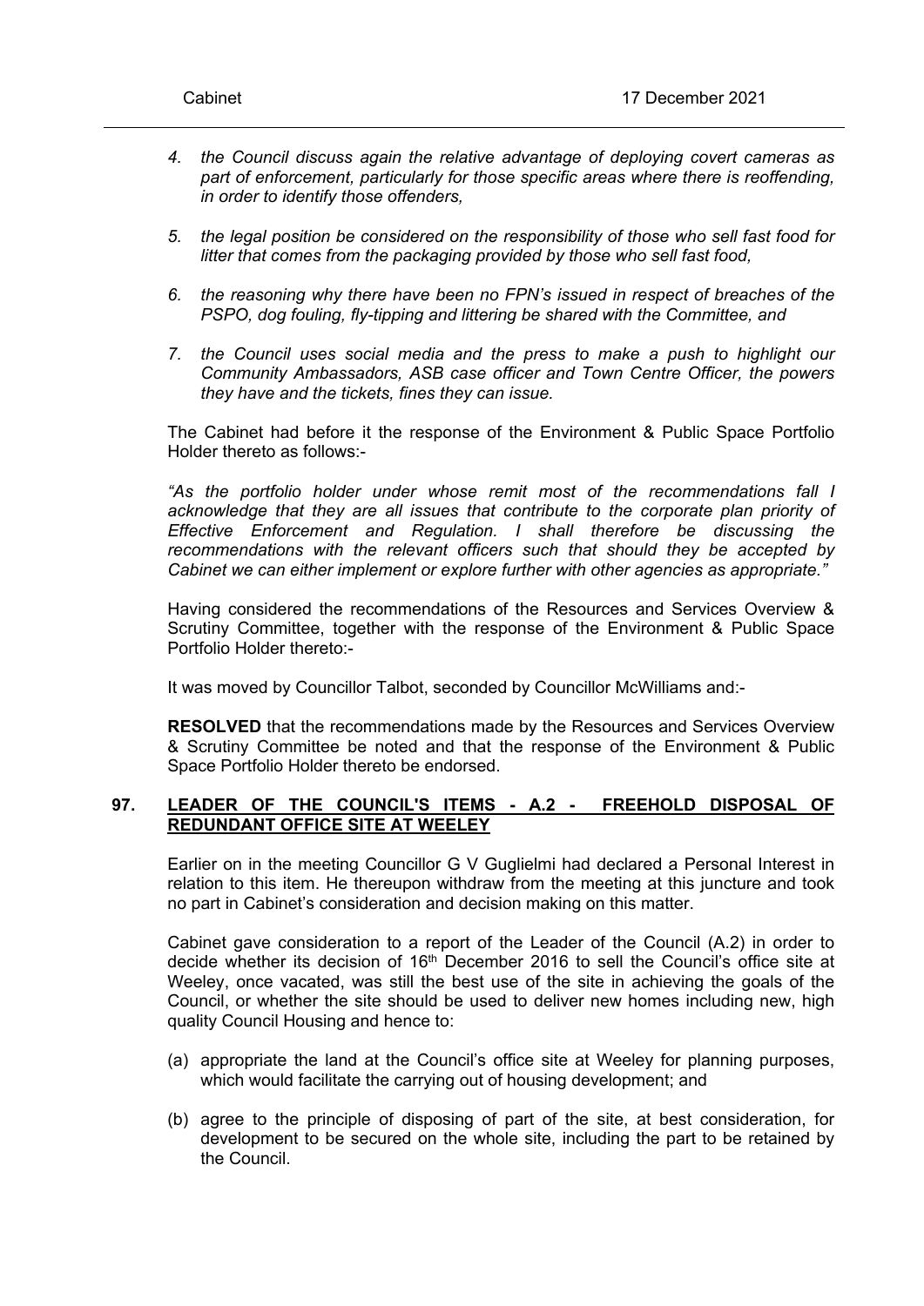4. *the Council discuss again the relative advantage of deploying covert cameras as part of enforcement, particularly for those specific areas where there is reoffending, in order to identify those offenders,*

5. *the legal position be considered on the responsibility of those who sell fast food for litter that comes from the packaging provided by those who sell fast food,*

6. *the reasoning why there have been no FPN's issued in respect of breaches of the PSPO, dog fouling, fly-tipping and littering be shared with the Committee, and*

7. *the Council uses social media and the press to make a push to highlight our Community Ambassadors, ASB case officer and Town Centre Officer, the powers they have and the tickets, fines they can issue.*

The Cabinet had before it the response of the Environment & Public Space Portfolio Holder thereto as follows:-

*"As the portfolio holder under whose remit most of the recommendations fall I acknowledge that they are all issues that contribute to the corporate plan priority of Effective Enforcement and Regulation. I shall therefore be discussing the recommendations with the relevant officers such that should they be accepted by Cabinet we can either implement or explore further with other agencies as appropriate."*

Having considered the recommendations of the Resources and Services Overview & Scrutiny Committee, together with the response of the Environment & Public Space Portfolio Holder thereto:-

It was moved by Councillor Talbot, seconded by Councillor McWilliams and:-

**RESOLVED** that the recommendations made by the Resources and Services Overview & Scrutiny Committee be noted and that the response of the Environment & Public Space Portfolio Holder thereto be endorsed.

## 97. LEADER OF THE COUNCIL'S ITEMS - A.2 - FREEHOLD DISPOSAL OF REDUNDANT OFFICE SITE AT WEELEY

Earlier on in the meeting Councillor G V Guglielmi had declared a Personal Interest in relation to this item. He thereupon withdraw from the meeting at this juncture and took no part in Cabinet's consideration and decision making on this matter.

Cabinet gave consideration to a report of the Leader of the Council (A.2) in order to decide whether its decision of 16th December 2016 to sell the Council's office site at Weeley, once vacated, was still the best use of the site in achieving the goals of the Council, or whether the site should be used to deliver new homes including new, high quality Council Housing and hence to:

(a) appropriate the land at the Council's office site at Weeley for planning purposes, which would facilitate the carrying out of housing development; and

(b) agree to the principle of disposing of part of the site, at best consideration, for development to be secured on the whole site, including the part to be retained by the Council.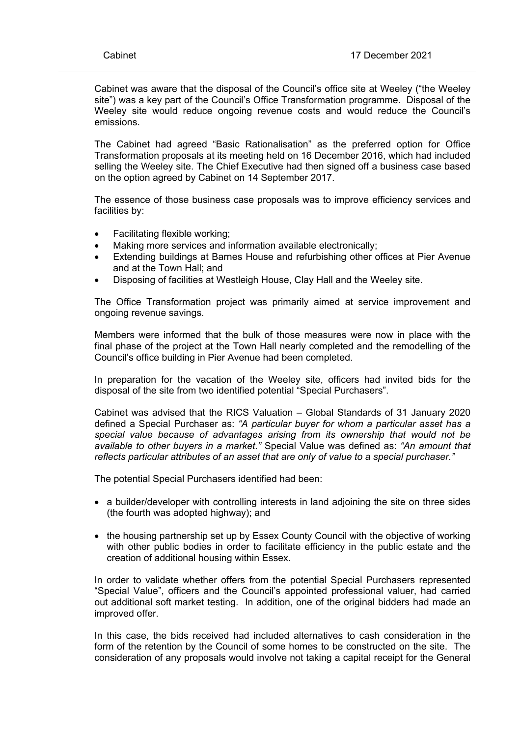Cabinet was aware that the disposal of the Council's office site at Weeley ("the Weeley site") was a key part of the Council's Office Transformation programme. Disposal of the Weeley site would reduce ongoing revenue costs and would reduce the Council's emissions.

The Cabinet had agreed "Basic Rationalisation" as the preferred option for Office Transformation proposals at its meeting held on 16 December 2016, which had included selling the Weeley site. The Chief Executive had then signed off a business case based on the option agreed by Cabinet on 14 September 2017.

The essence of those business case proposals was to improve efficiency services and facilities by:

- Facilitating flexible working;
- Making more services and information available electronically;
- Extending buildings at Barnes House and refurbishing other offices at Pier Avenue and at the Town Hall; and
- Disposing of facilities at Westleigh House, Clay Hall and the Weeley site.

The Office Transformation project was primarily aimed at service improvement and ongoing revenue savings.

Members were informed that the bulk of those measures were now in place with the final phase of the project at the Town Hall nearly completed and the remodelling of the Council's office building in Pier Avenue had been completed.

In preparation for the vacation of the Weeley site, officers had invited bids for the disposal of the site from two identified potential "Special Purchasers".

Cabinet was advised that the RICS Valuation – Global Standards of 31 January 2020 defined a Special Purchaser as: *"A particular buyer for whom a particular asset has a special value because of advantages arising from its ownership that would not be available to other buyers in a market."* Special Value was defined as: *"An amount that reflects particular attributes of an asset that are only of value to a special purchaser."*

The potential Special Purchasers identified had been:

- a builder/developer with controlling interests in land adjoining the site on three sides (the fourth was adopted highway); and

- the housing partnership set up by Essex County Council with the objective of working with other public bodies in order to facilitate efficiency in the public estate and the creation of additional housing within Essex.

In order to validate whether offers from the potential Special Purchasers represented "Special Value", officers and the Council's appointed professional valuer, had carried out additional soft market testing. In addition, one of the original bidders had made an improved offer.

In this case, the bids received had included alternatives to cash consideration in the form of the retention by the Council of some homes to be constructed on the site. The consideration of any proposals would involve not taking a capital receipt for the General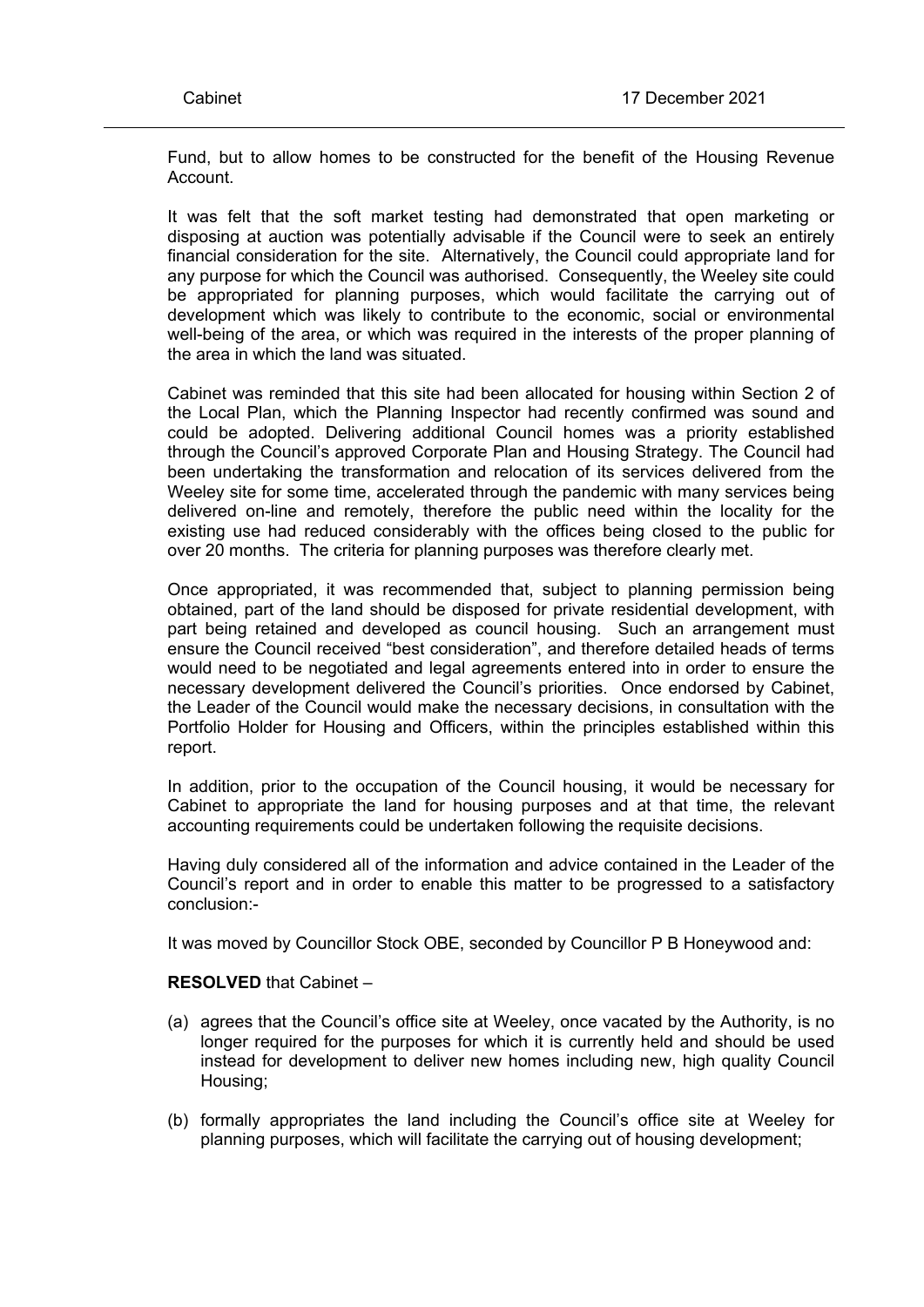Fund, but to allow homes to be constructed for the benefit of the Housing Revenue Account.

It was felt that the soft market testing had demonstrated that open marketing or disposing at auction was potentially advisable if the Council were to seek an entirely financial consideration for the site. Alternatively, the Council could appropriate land for any purpose for which the Council was authorised. Consequently, the Weeley site could be appropriated for planning purposes, which would facilitate the carrying out of development which was likely to contribute to the economic, social or environmental well-being of the area, or which was required in the interests of the proper planning of the area in which the land was situated.

Cabinet was reminded that this site had been allocated for housing within Section 2 of the Local Plan, which the Planning Inspector had recently confirmed was sound and could be adopted. Delivering additional Council homes was a priority established through the Council's approved Corporate Plan and Housing Strategy. The Council had been undertaking the transformation and relocation of its services delivered from the Weeley site for some time, accelerated through the pandemic with many services being delivered on-line and remotely, therefore the public need within the locality for the existing use had reduced considerably with the offices being closed to the public for over 20 months. The criteria for planning purposes was therefore clearly met.

Once appropriated, it was recommended that, subject to planning permission being obtained, part of the land should be disposed for private residential development, with part being retained and developed as council housing. Such an arrangement must ensure the Council received "best consideration", and therefore detailed heads of terms would need to be negotiated and legal agreements entered into in order to ensure the necessary development delivered the Council's priorities. Once endorsed by Cabinet, the Leader of the Council would make the necessary decisions, in consultation with the Portfolio Holder for Housing and Officers, within the principles established within this report.

In addition, prior to the occupation of the Council housing, it would be necessary for Cabinet to appropriate the land for housing purposes and at that time, the relevant accounting requirements could be undertaken following the requisite decisions.

Having duly considered all of the information and advice contained in the Leader of the Council's report and in order to enable this matter to be progressed to a satisfactory conclusion:-

It was moved by Councillor Stock OBE, seconded by Councillor P B Honeywood and:

**RESOLVED** that Cabinet –

(a) agrees that the Council's office site at Weeley, once vacated by the Authority, is no longer required for the purposes for which it is currently held and should be used instead for development to deliver new homes including new, high quality Council Housing;

(b) formally appropriates the land including the Council's office site at Weeley for planning purposes, which will facilitate the carrying out of housing development;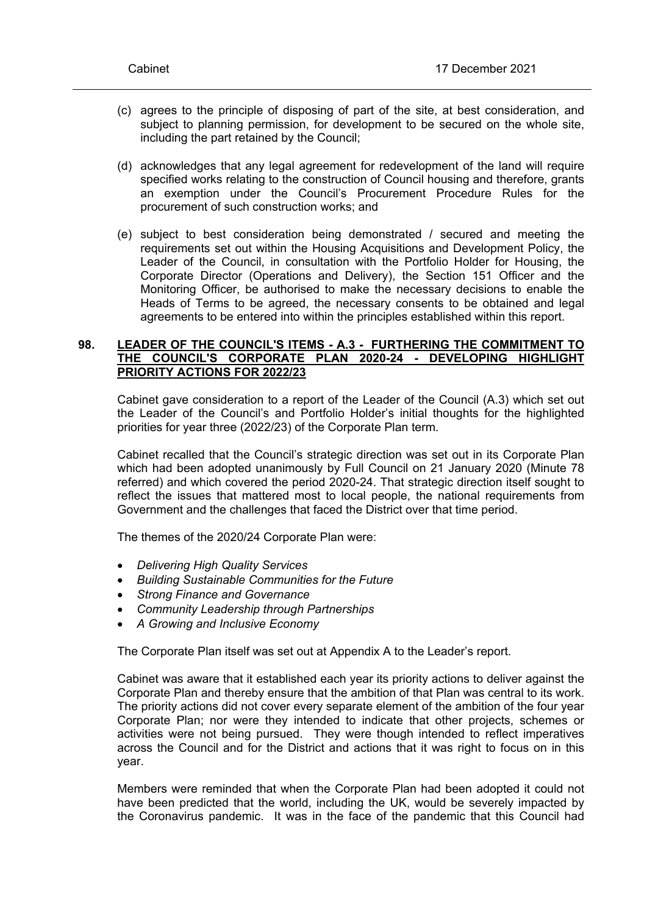(c) agrees to the principle of disposing of part of the site, at best consideration, and subject to planning permission, for development to be secured on the whole site, including the part retained by the Council;

(d) acknowledges that any legal agreement for redevelopment of the land will require specified works relating to the construction of Council housing and therefore, grants an exemption under the Council's Procurement Procedure Rules for the procurement of such construction works; and

(e) subject to best consideration being demonstrated / secured and meeting the requirements set out within the Housing Acquisitions and Development Policy, the Leader of the Council, in consultation with the Portfolio Holder for Housing, the Corporate Director (Operations and Delivery), the Section 151 Officer and the Monitoring Officer, be authorised to make the necessary decisions to enable the Heads of Terms to be agreed, the necessary consents to be obtained and legal agreements to be entered into within the principles established within this report.

## 98. LEADER OF THE COUNCIL'S ITEMS - A.3 - FURTHERING THE COMMITMENT TO THE COUNCIL'S CORPORATE PLAN 2020-24 - DEVELOPING HIGHLIGHT PRIORITY ACTIONS FOR 2022/23

Cabinet gave consideration to a report of the Leader of the Council (A.3) which set out the Leader of the Council's and Portfolio Holder's initial thoughts for the highlighted priorities for year three (2022/23) of the Corporate Plan term.

Cabinet recalled that the Council's strategic direction was set out in its Corporate Plan which had been adopted unanimously by Full Council on 21 January 2020 (Minute 78 referred) and which covered the period 2020-24. That strategic direction itself sought to reflect the issues that mattered most to local people, the national requirements from Government and the challenges that faced the District over that time period.

The themes of the 2020/24 Corporate Plan were:

- *Delivering High Quality Services*
- *Building Sustainable Communities for the Future*
- *Strong Finance and Governance*
- *Community Leadership through Partnerships*
- *A Growing and Inclusive Economy*

The Corporate Plan itself was set out at Appendix A to the Leader's report.

Cabinet was aware that it established each year its priority actions to deliver against the Corporate Plan and thereby ensure that the ambition of that Plan was central to its work. The priority actions did not cover every separate element of the ambition of the four year Corporate Plan; nor were they intended to indicate that other projects, schemes or activities were not being pursued. They were though intended to reflect imperatives across the Council and for the District and actions that it was right to focus on in this year.

Members were reminded that when the Corporate Plan had been adopted it could not have been predicted that the world, including the UK, would be severely impacted by the Coronavirus pandemic. It was in the face of the pandemic that this Council had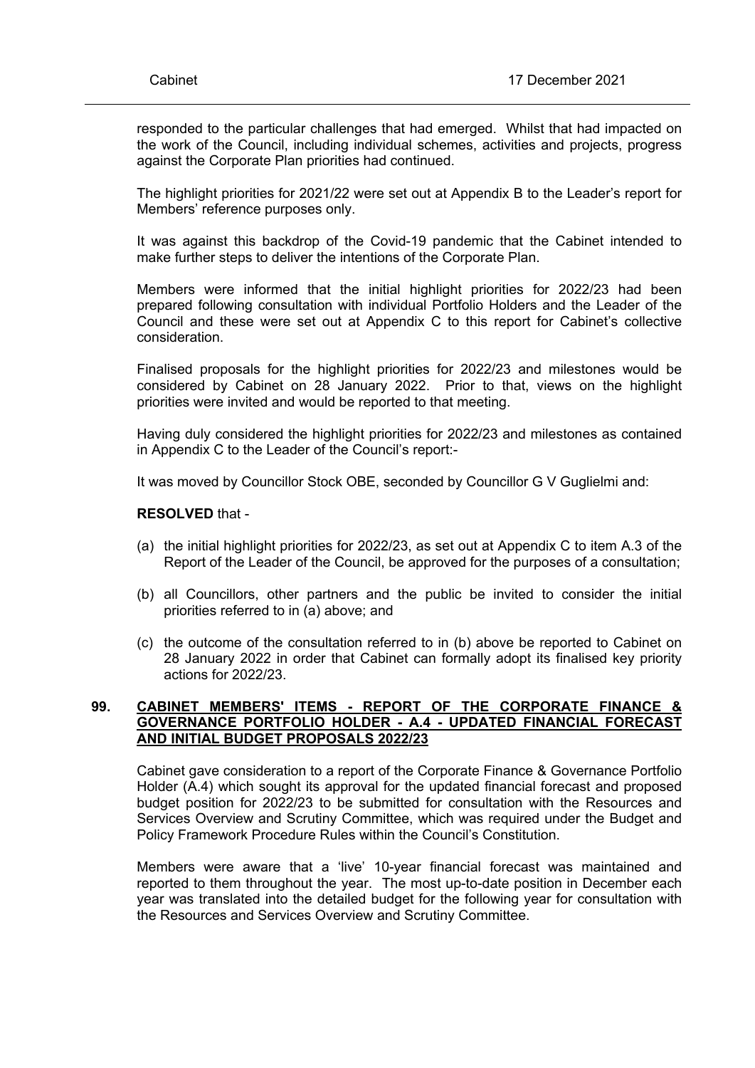responded to the particular challenges that had emerged. Whilst that had impacted on the work of the Council, including individual schemes, activities and projects, progress against the Corporate Plan priorities had continued.

The highlight priorities for 2021/22 were set out at Appendix B to the Leader's report for Members' reference purposes only.

It was against this backdrop of the Covid-19 pandemic that the Cabinet intended to make further steps to deliver the intentions of the Corporate Plan.

Members were informed that the initial highlight priorities for 2022/23 had been prepared following consultation with individual Portfolio Holders and the Leader of the Council and these were set out at Appendix C to this report for Cabinet's collective consideration.

Finalised proposals for the highlight priorities for 2022/23 and milestones would be considered by Cabinet on 28 January 2022. Prior to that, views on the highlight priorities were invited and would be reported to that meeting.

Having duly considered the highlight priorities for 2022/23 and milestones as contained in Appendix C to the Leader of the Council's report:-

It was moved by Councillor Stock OBE, seconded by Councillor G V Guglielmi and:

**RESOLVED** that -

(a) the initial highlight priorities for 2022/23, as set out at Appendix C to item A.3 of the Report of the Leader of the Council, be approved for the purposes of a consultation;

(b) all Councillors, other partners and the public be invited to consider the initial priorities referred to in (a) above; and

(c) the outcome of the consultation referred to in (b) above be reported to Cabinet on 28 January 2022 in order that Cabinet can formally adopt its finalised key priority actions for 2022/23.

## 99. CABINET MEMBERS' ITEMS - REPORT OF THE CORPORATE FINANCE & GOVERNANCE PORTFOLIO HOLDER - A.4 - UPDATED FINANCIAL FORECAST AND INITIAL BUDGET PROPOSALS 2022/23

Cabinet gave consideration to a report of the Corporate Finance & Governance Portfolio Holder (A.4) which sought its approval for the updated financial forecast and proposed budget position for 2022/23 to be submitted for consultation with the Resources and Services Overview and Scrutiny Committee, which was required under the Budget and Policy Framework Procedure Rules within the Council's Constitution.

Members were aware that a 'live' 10-year financial forecast was maintained and reported to them throughout the year. The most up-to-date position in December each year was translated into the detailed budget for the following year for consultation with the Resources and Services Overview and Scrutiny Committee.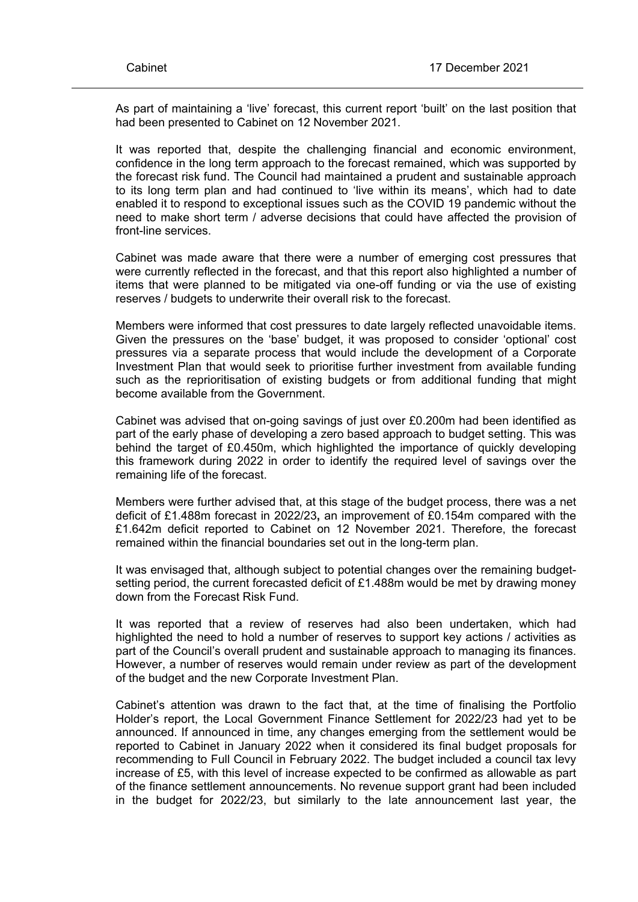As part of maintaining a 'live' forecast, this current report 'built' on the last position that had been presented to Cabinet on 12 November 2021.

It was reported that, despite the challenging financial and economic environment, confidence in the long term approach to the forecast remained, which was supported by the forecast risk fund. The Council had maintained a prudent and sustainable approach to its long term plan and had continued to 'live within its means', which had to date enabled it to respond to exceptional issues such as the COVID 19 pandemic without the need to make short term / adverse decisions that could have affected the provision of front-line services.

Cabinet was made aware that there were a number of emerging cost pressures that were currently reflected in the forecast, and that this report also highlighted a number of items that were planned to be mitigated via one-off funding or via the use of existing reserves / budgets to underwrite their overall risk to the forecast.

Members were informed that cost pressures to date largely reflected unavoidable items. Given the pressures on the 'base' budget, it was proposed to consider 'optional' cost pressures via a separate process that would include the development of a Corporate Investment Plan that would seek to prioritise further investment from available funding such as the reprioritisation of existing budgets or from additional funding that might become available from the Government.

Cabinet was advised that on-going savings of just over £0.200m had been identified as part of the early phase of developing a zero based approach to budget setting. This was behind the target of £0.450m, which highlighted the importance of quickly developing this framework during 2022 in order to identify the required level of savings over the remaining life of the forecast.

Members were further advised that, at this stage of the budget process, there was a net deficit of £1.488m forecast in 2022/23, an improvement of £0.154m compared with the £1.642m deficit reported to Cabinet on 12 November 2021. Therefore, the forecast remained within the financial boundaries set out in the long-term plan.

It was envisaged that, although subject to potential changes over the remaining budget-setting period, the current forecasted deficit of £1.488m would be met by drawing money down from the Forecast Risk Fund.

It was reported that a review of reserves had also been undertaken, which had highlighted the need to hold a number of reserves to support key actions / activities as part of the Council's overall prudent and sustainable approach to managing its finances. However, a number of reserves would remain under review as part of the development of the budget and the new Corporate Investment Plan.

Cabinet's attention was drawn to the fact that, at the time of finalising the Portfolio Holder's report, the Local Government Finance Settlement for 2022/23 had yet to be announced. If announced in time, any changes emerging from the settlement would be reported to Cabinet in January 2022 when it considered its final budget proposals for recommending to Full Council in February 2022. The budget included a council tax levy increase of £5, with this level of increase expected to be confirmed as allowable as part of the finance settlement announcements. No revenue support grant had been included in the budget for 2022/23, but similarly to the late announcement last year, the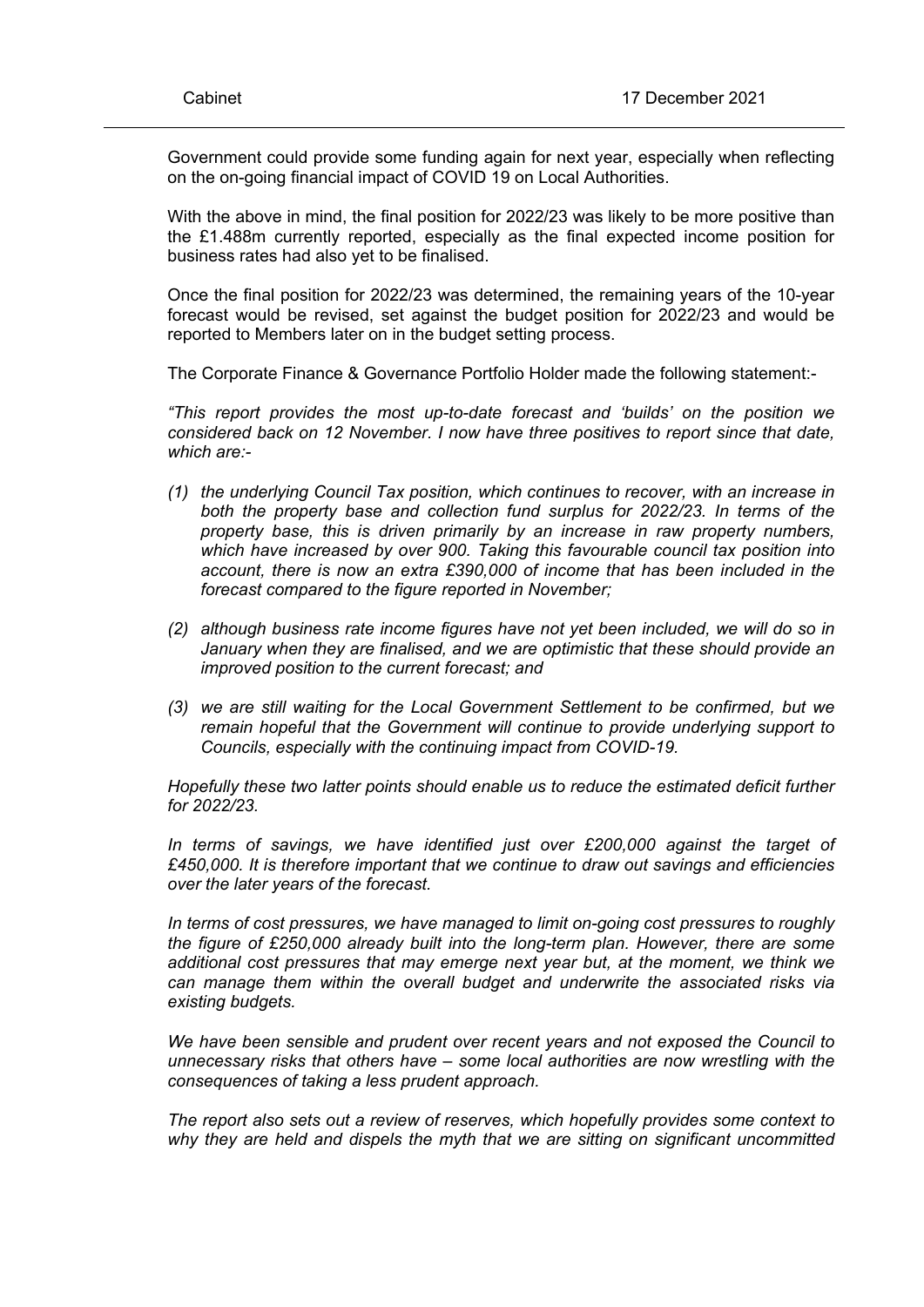Government could provide some funding again for next year, especially when reflecting on the on-going financial impact of COVID 19 on Local Authorities.

With the above in mind, the final position for 2022/23 was likely to be more positive than the £1.488m currently reported, especially as the final expected income position for business rates had also yet to be finalised.

Once the final position for 2022/23 was determined, the remaining years of the 10-year forecast would be revised, set against the budget position for 2022/23 and would be reported to Members later on in the budget setting process.

The Corporate Finance & Governance Portfolio Holder made the following statement:-

*"This report provides the most up-to-date forecast and 'builds' on the position we considered back on 12 November. I now have three positives to report since that date, which are:-*

*(1) the underlying Council Tax position, which continues to recover, with an increase in both the property base and collection fund surplus for 2022/23. In terms of the property base, this is driven primarily by an increase in raw property numbers, which have increased by over 900. Taking this favourable council tax position into account, there is now an extra £390,000 of income that has been included in the forecast compared to the figure reported in November;*

*(2) although business rate income figures have not yet been included, we will do so in January when they are finalised, and we are optimistic that these should provide an improved position to the current forecast; and*

*(3) we are still waiting for the Local Government Settlement to be confirmed, but we remain hopeful that the Government will continue to provide underlying support to Councils, especially with the continuing impact from COVID-19.*

*Hopefully these two latter points should enable us to reduce the estimated deficit further for 2022/23.*

*In terms of savings, we have identified just over £200,000 against the target of £450,000. It is therefore important that we continue to draw out savings and efficiencies over the later years of the forecast.*

*In terms of cost pressures, we have managed to limit on-going cost pressures to roughly the figure of £250,000 already built into the long-term plan. However, there are some additional cost pressures that may emerge next year but, at the moment, we think we can manage them within the overall budget and underwrite the associated risks via existing budgets.*

*We have been sensible and prudent over recent years and not exposed the Council to unnecessary risks that others have – some local authorities are now wrestling with the consequences of taking a less prudent approach.*

*The report also sets out a review of reserves, which hopefully provides some context to why they are held and dispels the myth that we are sitting on significant uncommitted*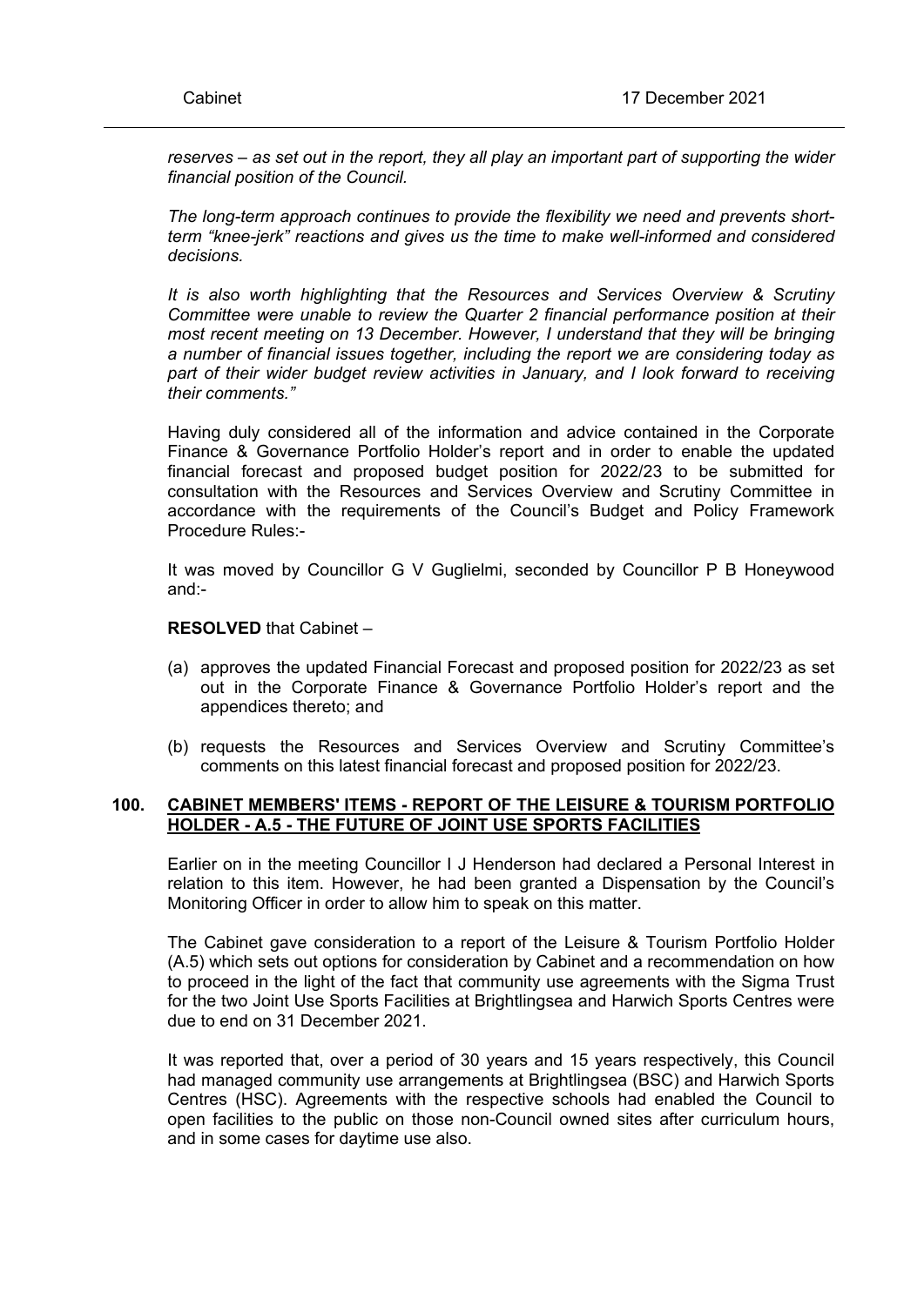*reserves – as set out in the report, they all play an important part of supporting the wider financial position of the Council.*

*The long-term approach continues to provide the flexibility we need and prevents short-term "knee-jerk" reactions and gives us the time to make well-informed and considered decisions.*

*It is also worth highlighting that the Resources and Services Overview & Scrutiny Committee were unable to review the Quarter 2 financial performance position at their most recent meeting on 13 December. However, I understand that they will be bringing a number of financial issues together, including the report we are considering today as part of their wider budget review activities in January, and I look forward to receiving their comments."*

Having duly considered all of the information and advice contained in the Corporate Finance & Governance Portfolio Holder's report and in order to enable the updated financial forecast and proposed budget position for 2022/23 to be submitted for consultation with the Resources and Services Overview and Scrutiny Committee in accordance with the requirements of the Council's Budget and Policy Framework Procedure Rules:-

It was moved by Councillor G V Guglielmi, seconded by Councillor P B Honeywood and:-

**RESOLVED** that Cabinet –

(a) approves the updated Financial Forecast and proposed position for 2022/23 as set out in the Corporate Finance & Governance Portfolio Holder's report and the appendices thereto; and

(b) requests the Resources and Services Overview and Scrutiny Committee's comments on this latest financial forecast and proposed position for 2022/23.

## 100. CABINET MEMBERS' ITEMS - REPORT OF THE LEISURE & TOURISM PORTFOLIO HOLDER - A.5 - THE FUTURE OF JOINT USE SPORTS FACILITIES

Earlier on in the meeting Councillor I J Henderson had declared a Personal Interest in relation to this item. However, he had been granted a Dispensation by the Council's Monitoring Officer in order to allow him to speak on this matter.

The Cabinet gave consideration to a report of the Leisure & Tourism Portfolio Holder (A.5) which sets out options for consideration by Cabinet and a recommendation on how to proceed in the light of the fact that community use agreements with the Sigma Trust for the two Joint Use Sports Facilities at Brightlingsea and Harwich Sports Centres were due to end on 31 December 2021.

It was reported that, over a period of 30 years and 15 years respectively, this Council had managed community use arrangements at Brightlingsea (BSC) and Harwich Sports Centres (HSC). Agreements with the respective schools had enabled the Council to open facilities to the public on those non-Council owned sites after curriculum hours, and in some cases for daytime use also.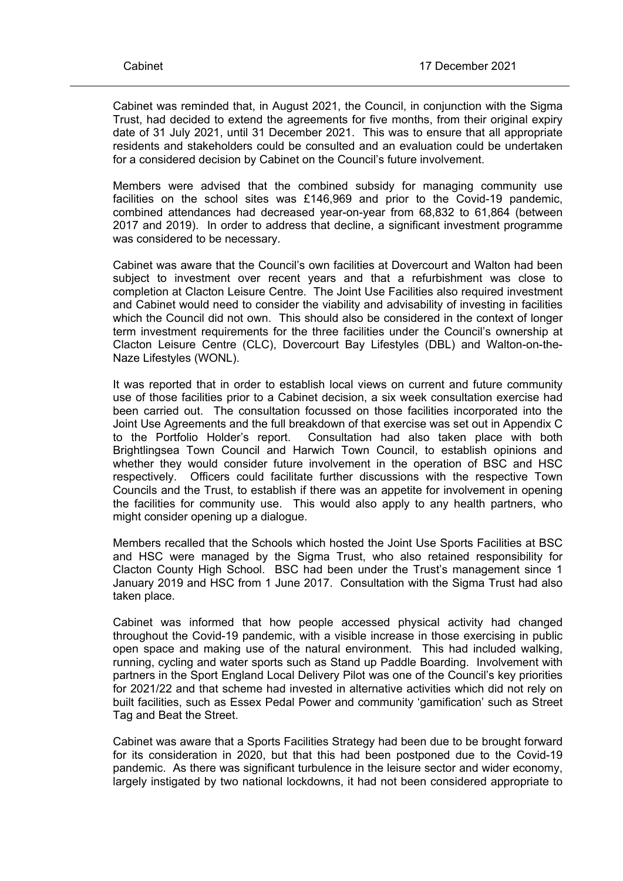Cabinet was reminded that, in August 2021, the Council, in conjunction with the Sigma Trust, had decided to extend the agreements for five months, from their original expiry date of 31 July 2021, until 31 December 2021. This was to ensure that all appropriate residents and stakeholders could be consulted and an evaluation could be undertaken for a considered decision by Cabinet on the Council's future involvement.

Members were advised that the combined subsidy for managing community use facilities on the school sites was £146,969 and prior to the Covid-19 pandemic, combined attendances had decreased year-on-year from 68,832 to 61,864 (between 2017 and 2019). In order to address that decline, a significant investment programme was considered to be necessary.

Cabinet was aware that the Council's own facilities at Dovercourt and Walton had been subject to investment over recent years and that a refurbishment was close to completion at Clacton Leisure Centre. The Joint Use Facilities also required investment and Cabinet would need to consider the viability and advisability of investing in facilities which the Council did not own. This should also be considered in the context of longer term investment requirements for the three facilities under the Council's ownership at Clacton Leisure Centre (CLC), Dovercourt Bay Lifestyles (DBL) and Walton-on-the-Naze Lifestyles (WONL).

It was reported that in order to establish local views on current and future community use of those facilities prior to a Cabinet decision, a six week consultation exercise had been carried out. The consultation focussed on those facilities incorporated into the Joint Use Agreements and the full breakdown of that exercise was set out in Appendix C to the Portfolio Holder's report. Consultation had also taken place with both Brightlingsea Town Council and Harwich Town Council, to establish opinions and whether they would consider future involvement in the operation of BSC and HSC respectively. Officers could facilitate further discussions with the respective Town Councils and the Trust, to establish if there was an appetite for involvement in opening the facilities for community use. This would also apply to any health partners, who might consider opening up a dialogue.

Members recalled that the Schools which hosted the Joint Use Sports Facilities at BSC and HSC were managed by the Sigma Trust, who also retained responsibility for Clacton County High School. BSC had been under the Trust's management since 1 January 2019 and HSC from 1 June 2017. Consultation with the Sigma Trust had also taken place.

Cabinet was informed that how people accessed physical activity had changed throughout the Covid-19 pandemic, with a visible increase in those exercising in public open space and making use of the natural environment. This had included walking, running, cycling and water sports such as Stand up Paddle Boarding. Involvement with partners in the Sport England Local Delivery Pilot was one of the Council's key priorities for 2021/22 and that scheme had invested in alternative activities which did not rely on built facilities, such as Essex Pedal Power and community 'gamification' such as Street Tag and Beat the Street.

Cabinet was aware that a Sports Facilities Strategy had been due to be brought forward for its consideration in 2020, but that this had been postponed due to the Covid-19 pandemic. As there was significant turbulence in the leisure sector and wider economy, largely instigated by two national lockdowns, it had not been considered appropriate to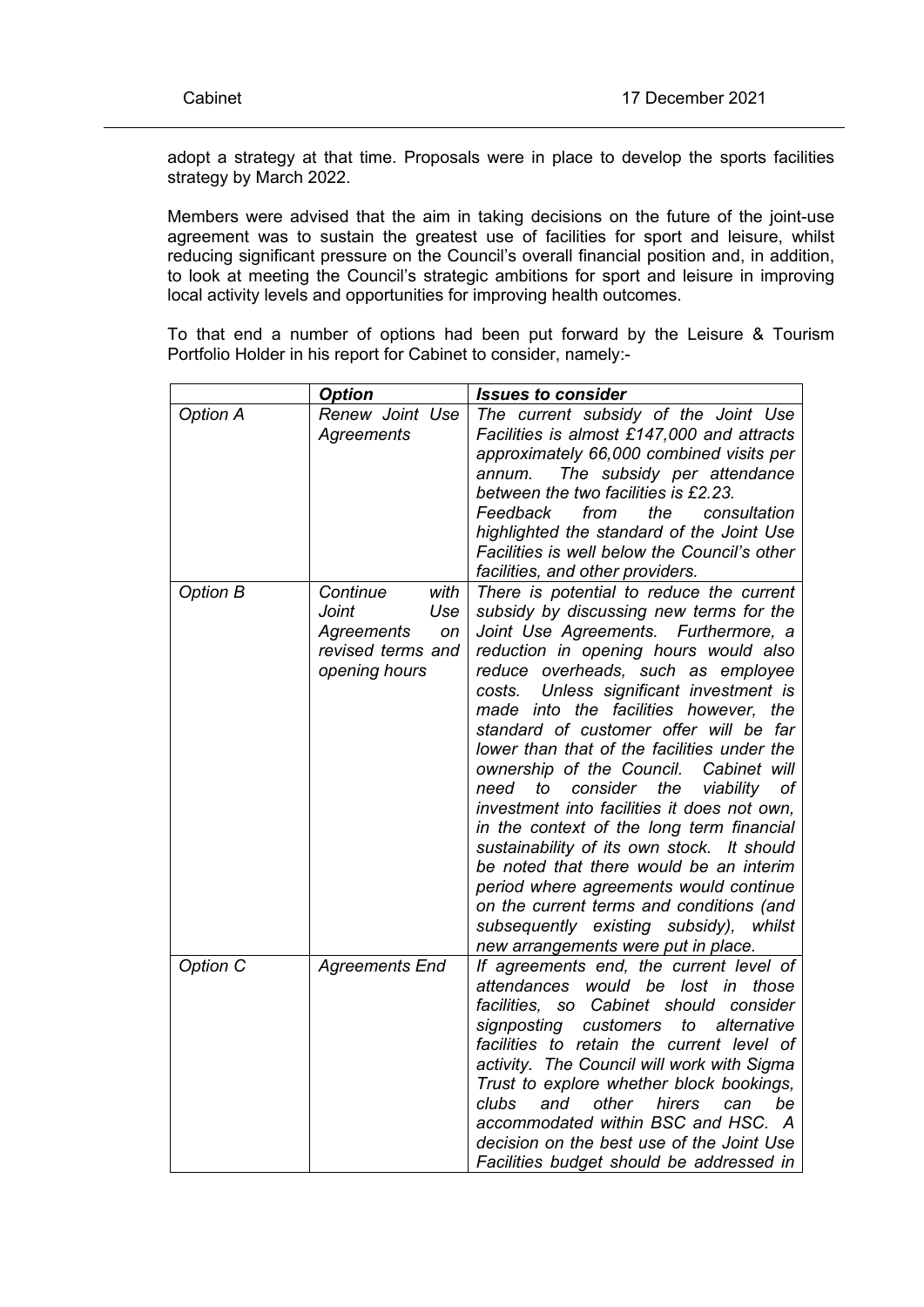adopt a strategy at that time. Proposals were in place to develop the sports facilities strategy by March 2022.

Members were advised that the aim in taking decisions on the future of the joint-use agreement was to sustain the greatest use of facilities for sport and leisure, whilst reducing significant pressure on the Council's overall financial position and, in addition, to look at meeting the Council's strategic ambitions for sport and leisure in improving local activity levels and opportunities for improving health outcomes.

To that end a number of options had been put forward by the Leisure & Tourism Portfolio Holder in his report for Cabinet to consider, namely:-

| | ***Option*** | ***Issues to consider*** |
|---|---|---|
| *Option A* | *Renew Joint Use Agreements* | *The current subsidy of the Joint Use Facilities is almost £147,000 and attracts approximately 66,000 combined visits per annum. The subsidy per attendance between the two facilities is £2.23.* *Feedback from the consultation highlighted the standard of the Joint Use Facilities is well below the Council's other facilities, and other providers.* |
| *Option B* | *Continue with Joint Use Agreements on revised terms and opening hours* | *There is potential to reduce the current subsidy by discussing new terms for the Joint Use Agreements. Furthermore, a reduction in opening hours would also reduce overheads, such as employee costs. Unless significant investment is made into the facilities however, the standard of customer offer will be far lower than that of the facilities under the ownership of the Council. Cabinet will need to consider the viability of investment into facilities it does not own, in the context of the long term financial sustainability of its own stock. It should be noted that there would be an interim period where agreements would continue on the current terms and conditions (and subsequently existing subsidy), whilst new arrangements were put in place.* |
| *Option C* | *Agreements End* | *If agreements end, the current level of attendances would be lost in those facilities, so Cabinet should consider signposting customers to alternative facilities to retain the current level of activity. The Council will work with Sigma Trust to explore whether block bookings, clubs and other hirers can be accommodated within BSC and HSC. A decision on the best use of the Joint Use Facilities budget should be addressed in* |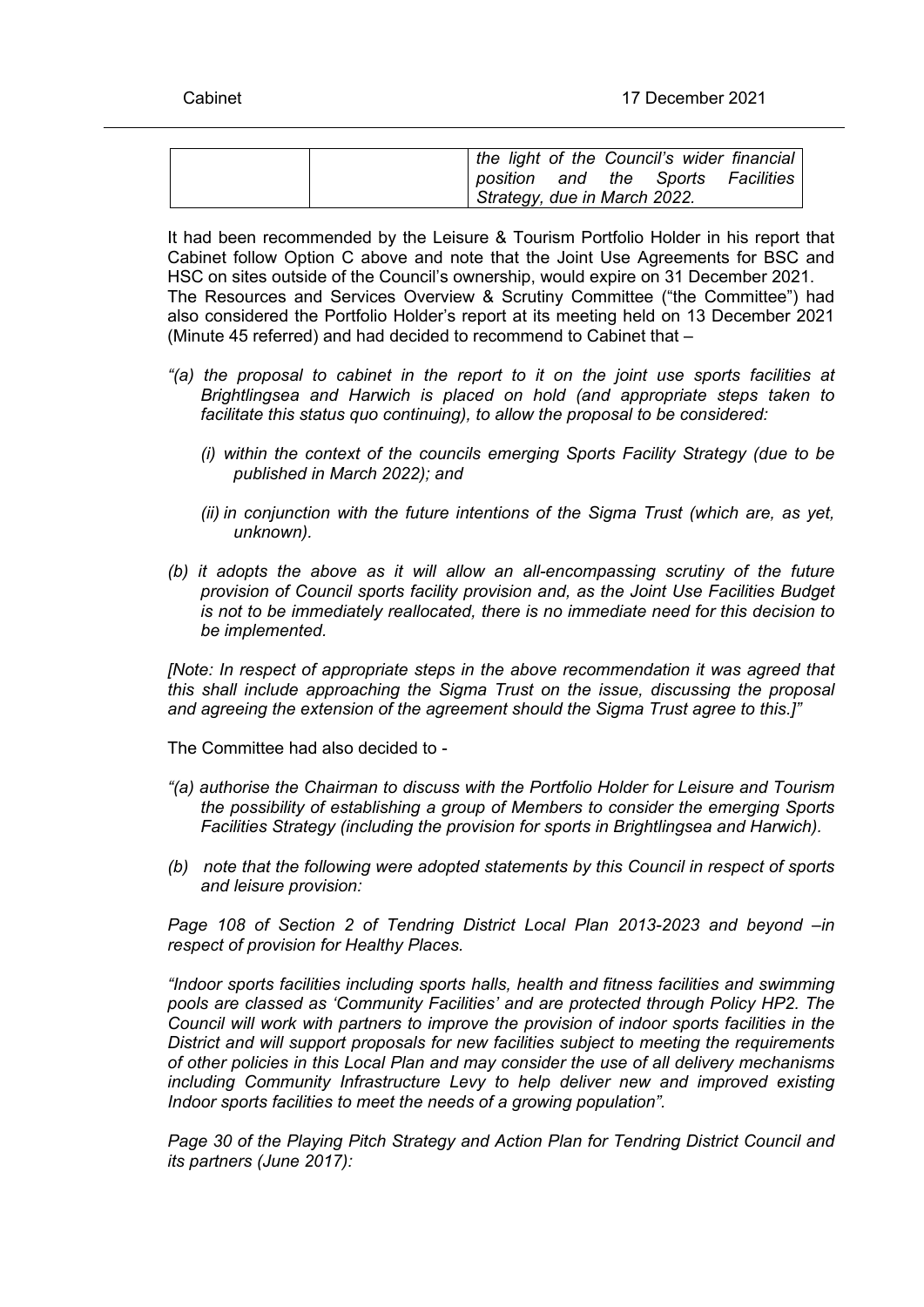| | | the light of the Council's wider financial position and the Sports Facilities Strategy, due in March 2022. |
|---|---|---|

It had been recommended by the Leisure & Tourism Portfolio Holder in his report that Cabinet follow Option C above and note that the Joint Use Agreements for BSC and HSC on sites outside of the Council's ownership, would expire on 31 December 2021. The Resources and Services Overview & Scrutiny Committee ("the Committee") had also considered the Portfolio Holder's report at its meeting held on 13 December 2021 (Minute 45 referred) and had decided to recommend to Cabinet that –

*"(a) the proposal to cabinet in the report to it on the joint use sports facilities at Brightlingsea and Harwich is placed on hold (and appropriate steps taken to facilitate this status quo continuing), to allow the proposal to be considered:*

*(i) within the context of the councils emerging Sports Facility Strategy (due to be published in March 2022); and*

*(ii) in conjunction with the future intentions of the Sigma Trust (which are, as yet, unknown).*

*(b) it adopts the above as it will allow an all-encompassing scrutiny of the future provision of Council sports facility provision and, as the Joint Use Facilities Budget is not to be immediately reallocated, there is no immediate need for this decision to be implemented.*

*[Note: In respect of appropriate steps in the above recommendation it was agreed that this shall include approaching the Sigma Trust on the issue, discussing the proposal and agreeing the extension of the agreement should the Sigma Trust agree to this.]"*

The Committee had also decided to -

*"(a) authorise the Chairman to discuss with the Portfolio Holder for Leisure and Tourism the possibility of establishing a group of Members to consider the emerging Sports Facilities Strategy (including the provision for sports in Brightlingsea and Harwich).*

*(b) note that the following were adopted statements by this Council in respect of sports and leisure provision:*

*Page 108 of Section 2 of Tendring District Local Plan 2013-2023 and beyond –in respect of provision for Healthy Places.*

*"Indoor sports facilities including sports halls, health and fitness facilities and swimming pools are classed as 'Community Facilities' and are protected through Policy HP2. The Council will work with partners to improve the provision of indoor sports facilities in the District and will support proposals for new facilities subject to meeting the requirements of other policies in this Local Plan and may consider the use of all delivery mechanisms including Community Infrastructure Levy to help deliver new and improved existing Indoor sports facilities to meet the needs of a growing population".*

*Page 30 of the Playing Pitch Strategy and Action Plan for Tendring District Council and its partners (June 2017):*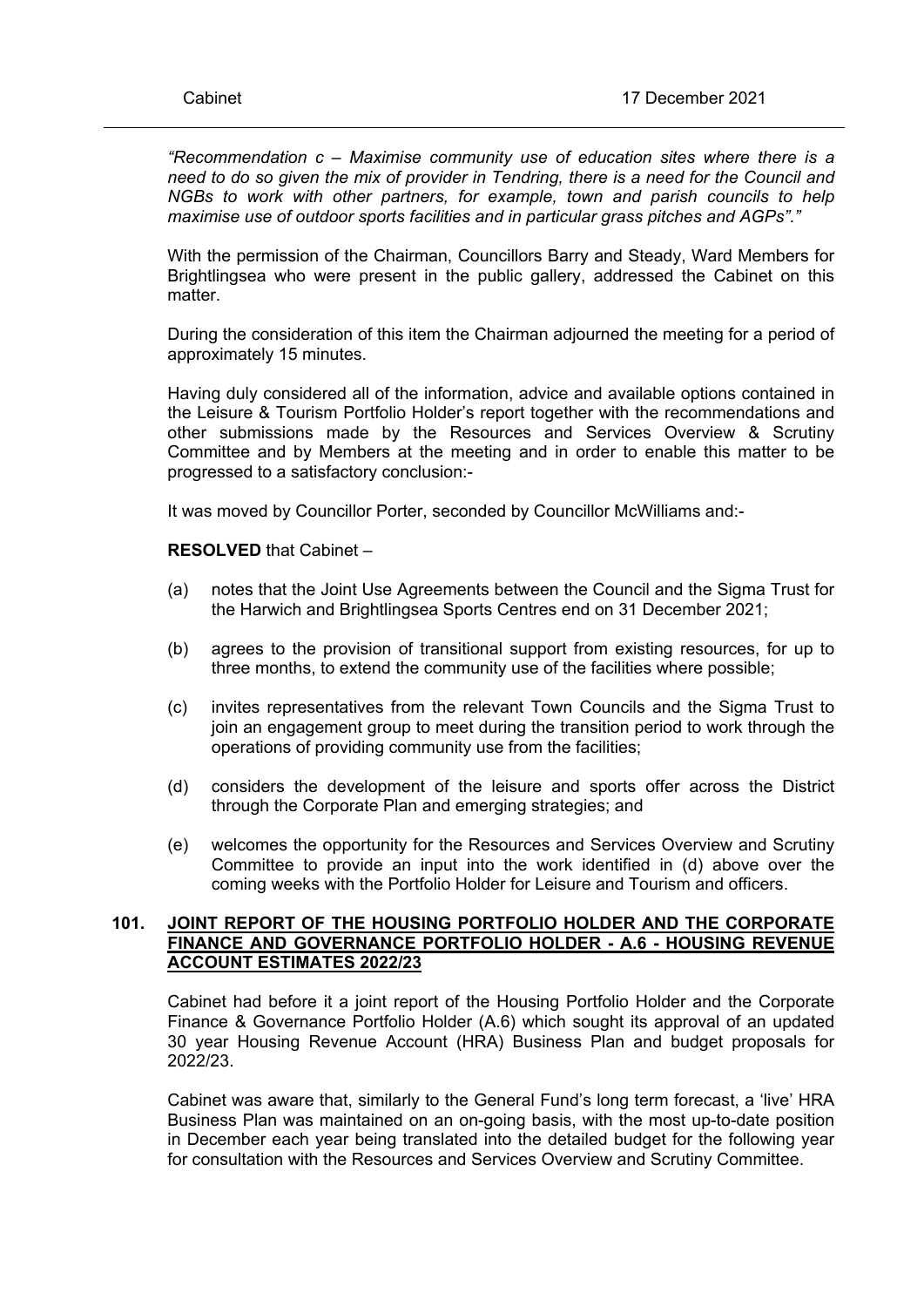*"Recommendation c – Maximise community use of education sites where there is a need to do so given the mix of provider in Tendring, there is a need for the Council and NGBs to work with other partners, for example, town and parish councils to help maximise use of outdoor sports facilities and in particular grass pitches and AGPs"."*

With the permission of the Chairman, Councillors Barry and Steady, Ward Members for Brightlingsea who were present in the public gallery, addressed the Cabinet on this matter.

During the consideration of this item the Chairman adjourned the meeting for a period of approximately 15 minutes.

Having duly considered all of the information, advice and available options contained in the Leisure & Tourism Portfolio Holder's report together with the recommendations and other submissions made by the Resources and Services Overview & Scrutiny Committee and by Members at the meeting and in order to enable this matter to be progressed to a satisfactory conclusion:-

It was moved by Councillor Porter, seconded by Councillor McWilliams and:-

**RESOLVED** that Cabinet –

(a) notes that the Joint Use Agreements between the Council and the Sigma Trust for the Harwich and Brightlingsea Sports Centres end on 31 December 2021;

(b) agrees to the provision of transitional support from existing resources, for up to three months, to extend the community use of the facilities where possible;

(c) invites representatives from the relevant Town Councils and the Sigma Trust to join an engagement group to meet during the transition period to work through the operations of providing community use from the facilities;

(d) considers the development of the leisure and sports offer across the District through the Corporate Plan and emerging strategies; and

(e) welcomes the opportunity for the Resources and Services Overview and Scrutiny Committee to provide an input into the work identified in (d) above over the coming weeks with the Portfolio Holder for Leisure and Tourism and officers.

## 101. JOINT REPORT OF THE HOUSING PORTFOLIO HOLDER AND THE CORPORATE FINANCE AND GOVERNANCE PORTFOLIO HOLDER - A.6 - HOUSING REVENUE ACCOUNT ESTIMATES 2022/23

Cabinet had before it a joint report of the Housing Portfolio Holder and the Corporate Finance & Governance Portfolio Holder (A.6) which sought its approval of an updated 30 year Housing Revenue Account (HRA) Business Plan and budget proposals for 2022/23.

Cabinet was aware that, similarly to the General Fund's long term forecast, a 'live' HRA Business Plan was maintained on an on-going basis, with the most up-to-date position in December each year being translated into the detailed budget for the following year for consultation with the Resources and Services Overview and Scrutiny Committee.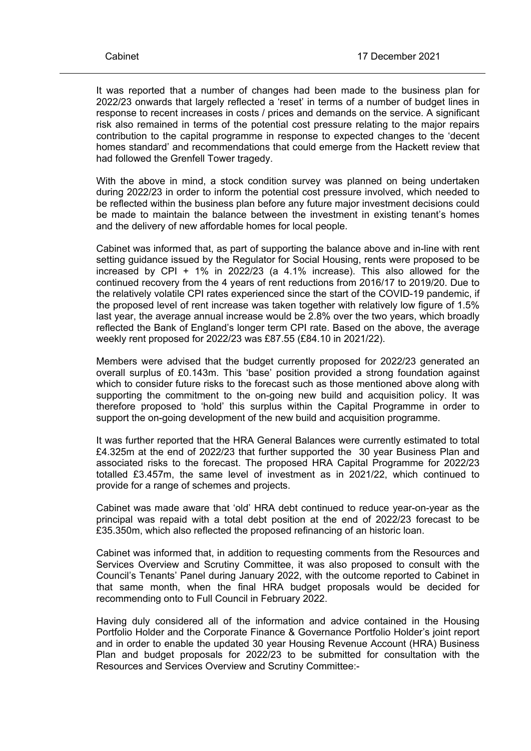It was reported that a number of changes had been made to the business plan for 2022/23 onwards that largely reflected a 'reset' in terms of a number of budget lines in response to recent increases in costs / prices and demands on the service. A significant risk also remained in terms of the potential cost pressure relating to the major repairs contribution to the capital programme in response to expected changes to the 'decent homes standard' and recommendations that could emerge from the Hackett review that had followed the Grenfell Tower tragedy.

With the above in mind, a stock condition survey was planned on being undertaken during 2022/23 in order to inform the potential cost pressure involved, which needed to be reflected within the business plan before any future major investment decisions could be made to maintain the balance between the investment in existing tenant's homes and the delivery of new affordable homes for local people.

Cabinet was informed that, as part of supporting the balance above and in-line with rent setting guidance issued by the Regulator for Social Housing, rents were proposed to be increased by CPI + 1% in 2022/23 (a 4.1% increase). This also allowed for the continued recovery from the 4 years of rent reductions from 2016/17 to 2019/20. Due to the relatively volatile CPI rates experienced since the start of the COVID-19 pandemic, if the proposed level of rent increase was taken together with relatively low figure of 1.5% last year, the average annual increase would be 2.8% over the two years, which broadly reflected the Bank of England's longer term CPI rate. Based on the above, the average weekly rent proposed for 2022/23 was £87.55 (£84.10 in 2021/22).

Members were advised that the budget currently proposed for 2022/23 generated an overall surplus of £0.143m. This 'base' position provided a strong foundation against which to consider future risks to the forecast such as those mentioned above along with supporting the commitment to the on-going new build and acquisition policy. It was therefore proposed to 'hold' this surplus within the Capital Programme in order to support the on-going development of the new build and acquisition programme.

It was further reported that the HRA General Balances were currently estimated to total £4.325m at the end of 2022/23 that further supported the 30 year Business Plan and associated risks to the forecast. The proposed HRA Capital Programme for 2022/23 totalled £3.457m, the same level of investment as in 2021/22, which continued to provide for a range of schemes and projects.

Cabinet was made aware that 'old' HRA debt continued to reduce year-on-year as the principal was repaid with a total debt position at the end of 2022/23 forecast to be £35.350m, which also reflected the proposed refinancing of an historic loan.

Cabinet was informed that, in addition to requesting comments from the Resources and Services Overview and Scrutiny Committee, it was also proposed to consult with the Council's Tenants' Panel during January 2022, with the outcome reported to Cabinet in that same month, when the final HRA budget proposals would be decided for recommending onto to Full Council in February 2022.

Having duly considered all of the information and advice contained in the Housing Portfolio Holder and the Corporate Finance & Governance Portfolio Holder's joint report and in order to enable the updated 30 year Housing Revenue Account (HRA) Business Plan and budget proposals for 2022/23 to be submitted for consultation with the Resources and Services Overview and Scrutiny Committee:-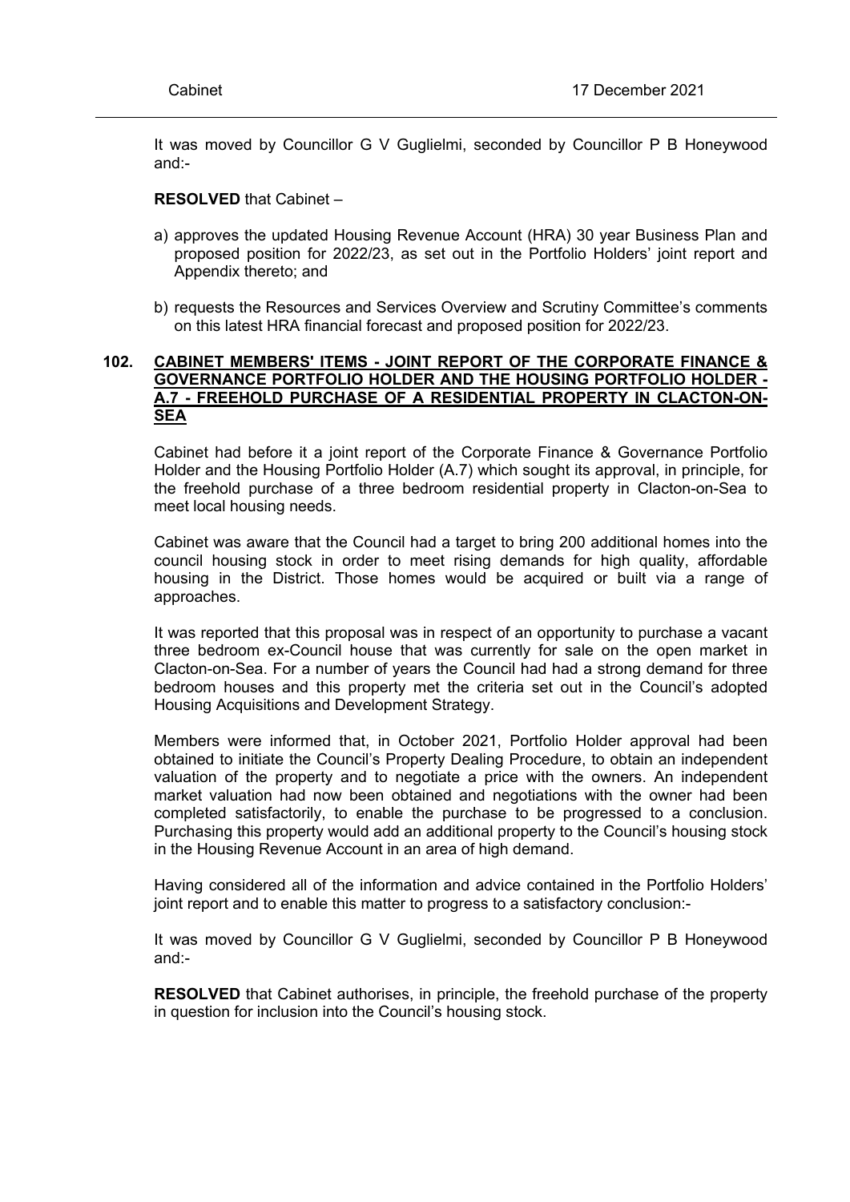It was moved by Councillor G V Guglielmi, seconded by Councillor P B Honeywood and:-

**RESOLVED** that Cabinet –

a) approves the updated Housing Revenue Account (HRA) 30 year Business Plan and proposed position for 2022/23, as set out in the Portfolio Holders' joint report and Appendix thereto; and

b) requests the Resources and Services Overview and Scrutiny Committee's comments on this latest HRA financial forecast and proposed position for 2022/23.

## 102. CABINET MEMBERS' ITEMS - JOINT REPORT OF THE CORPORATE FINANCE & GOVERNANCE PORTFOLIO HOLDER AND THE HOUSING PORTFOLIO HOLDER - A.7 - FREEHOLD PURCHASE OF A RESIDENTIAL PROPERTY IN CLACTON-ON-SEA

Cabinet had before it a joint report of the Corporate Finance & Governance Portfolio Holder and the Housing Portfolio Holder (A.7) which sought its approval, in principle, for the freehold purchase of a three bedroom residential property in Clacton-on-Sea to meet local housing needs.

Cabinet was aware that the Council had a target to bring 200 additional homes into the council housing stock in order to meet rising demands for high quality, affordable housing in the District. Those homes would be acquired or built via a range of approaches.

It was reported that this proposal was in respect of an opportunity to purchase a vacant three bedroom ex-Council house that was currently for sale on the open market in Clacton-on-Sea. For a number of years the Council had had a strong demand for three bedroom houses and this property met the criteria set out in the Council's adopted Housing Acquisitions and Development Strategy.

Members were informed that, in October 2021, Portfolio Holder approval had been obtained to initiate the Council's Property Dealing Procedure, to obtain an independent valuation of the property and to negotiate a price with the owners. An independent market valuation had now been obtained and negotiations with the owner had been completed satisfactorily, to enable the purchase to be progressed to a conclusion. Purchasing this property would add an additional property to the Council's housing stock in the Housing Revenue Account in an area of high demand.

Having considered all of the information and advice contained in the Portfolio Holders' joint report and to enable this matter to progress to a satisfactory conclusion:-

It was moved by Councillor G V Guglielmi, seconded by Councillor P B Honeywood and:-

**RESOLVED** that Cabinet authorises, in principle, the freehold purchase of the property in question for inclusion into the Council's housing stock.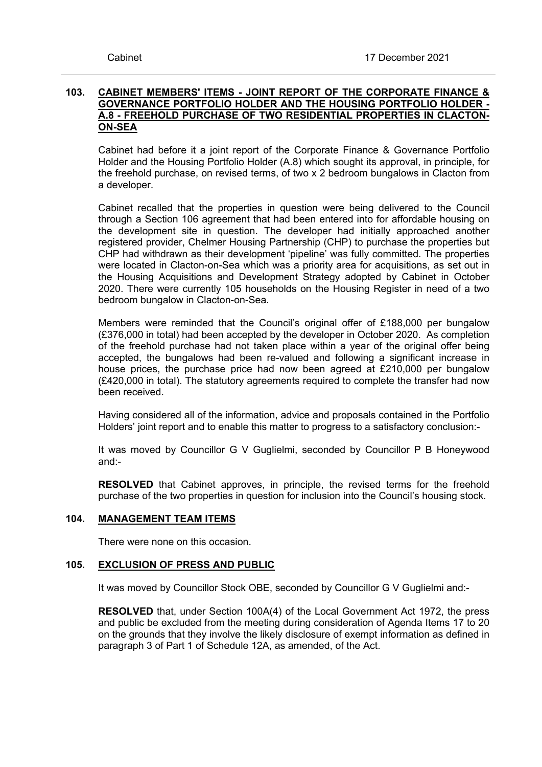## 103. CABINET MEMBERS' ITEMS - JOINT REPORT OF THE CORPORATE FINANCE & GOVERNANCE PORTFOLIO HOLDER AND THE HOUSING PORTFOLIO HOLDER - A.8 - FREEHOLD PURCHASE OF TWO RESIDENTIAL PROPERTIES IN CLACTON-ON-SEA

Cabinet had before it a joint report of the Corporate Finance & Governance Portfolio Holder and the Housing Portfolio Holder (A.8) which sought its approval, in principle, for the freehold purchase, on revised terms, of two x 2 bedroom bungalows in Clacton from a developer.

Cabinet recalled that the properties in question were being delivered to the Council through a Section 106 agreement that had been entered into for affordable housing on the development site in question. The developer had initially approached another registered provider, Chelmer Housing Partnership (CHP) to purchase the properties but CHP had withdrawn as their development 'pipeline' was fully committed. The properties were located in Clacton-on-Sea which was a priority area for acquisitions, as set out in the Housing Acquisitions and Development Strategy adopted by Cabinet in October 2020. There were currently 105 households on the Housing Register in need of a two bedroom bungalow in Clacton-on-Sea.

Members were reminded that the Council's original offer of £188,000 per bungalow (£376,000 in total) had been accepted by the developer in October 2020. As completion of the freehold purchase had not taken place within a year of the original offer being accepted, the bungalows had been re-valued and following a significant increase in house prices, the purchase price had now been agreed at £210,000 per bungalow (£420,000 in total). The statutory agreements required to complete the transfer had now been received.

Having considered all of the information, advice and proposals contained in the Portfolio Holders' joint report and to enable this matter to progress to a satisfactory conclusion:-

It was moved by Councillor G V Guglielmi, seconded by Councillor P B Honeywood and:-

**RESOLVED** that Cabinet approves, in principle, the revised terms for the freehold purchase of the two properties in question for inclusion into the Council's housing stock.

## 104. MANAGEMENT TEAM ITEMS

There were none on this occasion.

## 105. EXCLUSION OF PRESS AND PUBLIC

It was moved by Councillor Stock OBE, seconded by Councillor G V Guglielmi and:-

**RESOLVED** that, under Section 100A(4) of the Local Government Act 1972, the press and public be excluded from the meeting during consideration of Agenda Items 17 to 20 on the grounds that they involve the likely disclosure of exempt information as defined in paragraph 3 of Part 1 of Schedule 12A, as amended, of the Act.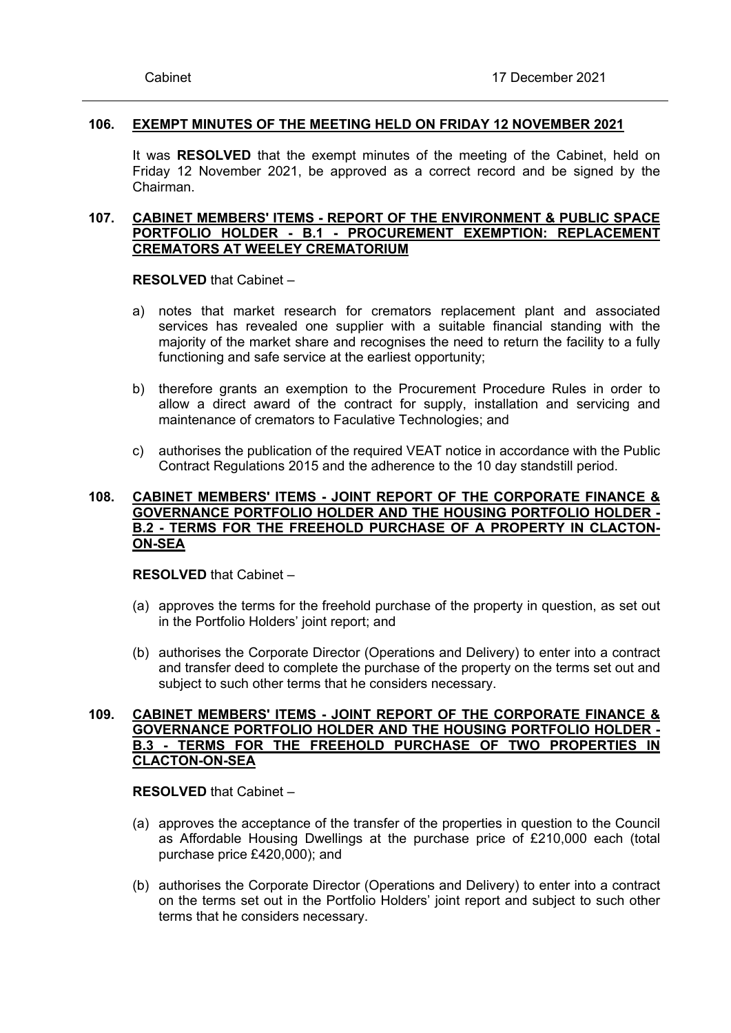### 106. EXEMPT MINUTES OF THE MEETING HELD ON FRIDAY 12 NOVEMBER 2021

It was **RESOLVED** that the exempt minutes of the meeting of the Cabinet, held on Friday 12 November 2021, be approved as a correct record and be signed by the Chairman.

### 107. CABINET MEMBERS' ITEMS - REPORT OF THE ENVIRONMENT & PUBLIC SPACE PORTFOLIO HOLDER - B.1 - PROCUREMENT EXEMPTION: REPLACEMENT CREMATORS AT WEELEY CREMATORIUM

**RESOLVED** that Cabinet –

a) notes that market research for cremators replacement plant and associated services has revealed one supplier with a suitable financial standing with the majority of the market share and recognises the need to return the facility to a fully functioning and safe service at the earliest opportunity;

b) therefore grants an exemption to the Procurement Procedure Rules in order to allow a direct award of the contract for supply, installation and servicing and maintenance of cremators to Faculative Technologies; and

c) authorises the publication of the required VEAT notice in accordance with the Public Contract Regulations 2015 and the adherence to the 10 day standstill period.

### 108. CABINET MEMBERS' ITEMS - JOINT REPORT OF THE CORPORATE FINANCE & GOVERNANCE PORTFOLIO HOLDER AND THE HOUSING PORTFOLIO HOLDER - B.2 - TERMS FOR THE FREEHOLD PURCHASE OF A PROPERTY IN CLACTON-ON-SEA

**RESOLVED** that Cabinet –

(a) approves the terms for the freehold purchase of the property in question, as set out in the Portfolio Holders' joint report; and

(b) authorises the Corporate Director (Operations and Delivery) to enter into a contract and transfer deed to complete the purchase of the property on the terms set out and subject to such other terms that he considers necessary.

### 109. CABINET MEMBERS' ITEMS - JOINT REPORT OF THE CORPORATE FINANCE & GOVERNANCE PORTFOLIO HOLDER AND THE HOUSING PORTFOLIO HOLDER - B.3 - TERMS FOR THE FREEHOLD PURCHASE OF TWO PROPERTIES IN CLACTON-ON-SEA

**RESOLVED** that Cabinet –

(a) approves the acceptance of the transfer of the properties in question to the Council as Affordable Housing Dwellings at the purchase price of £210,000 each (total purchase price £420,000); and

(b) authorises the Corporate Director (Operations and Delivery) to enter into a contract on the terms set out in the Portfolio Holders' joint report and subject to such other terms that he considers necessary.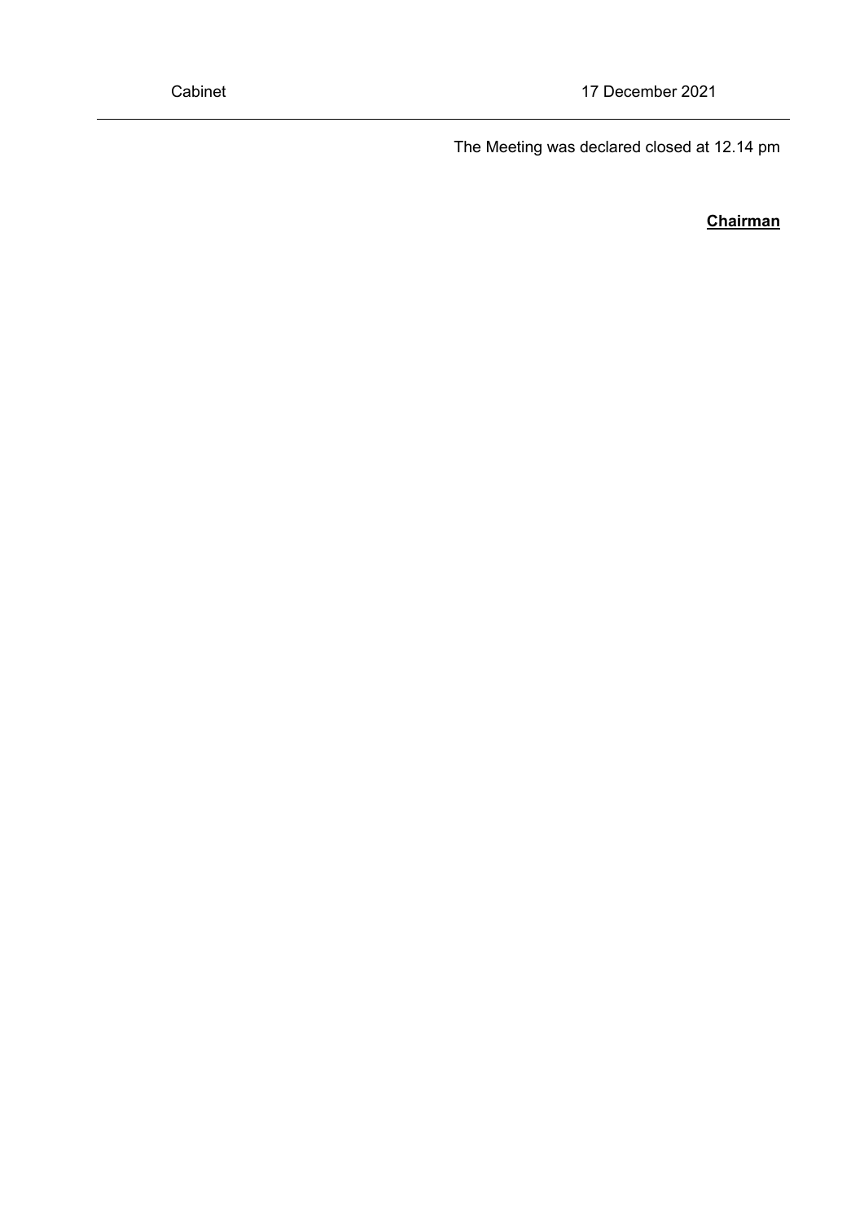The Meeting was declared closed at 12.14 pm

**Chairman**